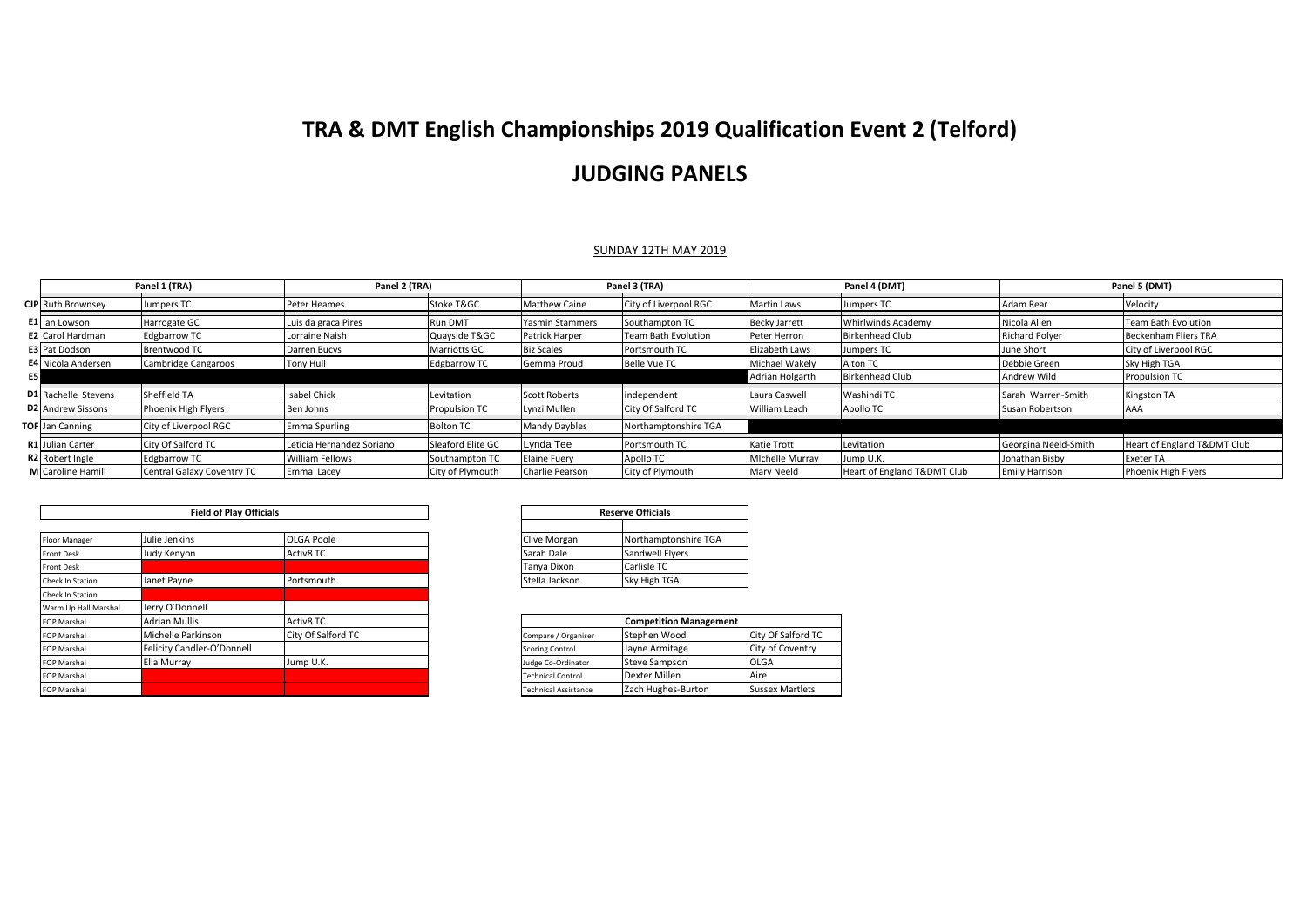# TRA & DMT English Championships 2019 Qualification Event 2 (Telford)

# JUDGING PANELS

SUNDAY 12TH MAY 2019

| | Panel 1 (TRA) | | Panel 2 (TRA) | | Panel 3 (TRA) | | Panel 4 (DMT) | | Panel 5 (DMT) | |
|---|---|---|---|---|---|---|---|---|---|---|
| **CJP** | Ruth Brownsey | Jumpers TC | Peter Heames | Stoke T&GC | Matthew Caine | City of Liverpool RGC | Martin Laws | Jumpers TC | Adam Rear | Velocity |
| **E1** | Ian Lowson | Harrogate GC | Luis da graca Pires | Run DMT | Yasmin Stammers | Southampton TC | Becky Jarrett | Whirlwinds Academy | Nicola Allen | Team Bath Evolution |
| **E2** | Carol Hardman | Edgbarrow TC | Lorraine Naish | Quayside T&GC | Patrick Harper | Team Bath Evolution | Peter Herron | Birkenhead Club | Richard Polyer | Beckenham Fliers TRA |
| **E3** | Pat Dodson | Brentwood TC | Darren Bucys | Marriotts GC | Biz Scales | Portsmouth TC | Elizabeth Laws | Jumpers TC | June Short | City of Liverpool RGC |
| **E4** | Nicola Andersen | Cambridge Cangaroos | Tony Hull | Edgbarrow TC | Gemma Proud | Belle Vue TC | Michael Wakely | Alton TC | Debbie Green | Sky High TGA |
| **E5** | | | | | | | Adrian Holgarth | Birkenhead Club | Andrew Wild | Propulsion TC |
| **D1** | Rachelle Stevens | Sheffield TA | Isabel Chick | Levitation | Scott Roberts | independent | Laura Caswell | Washindi TC | Sarah Warren-Smith | Kingston TA |
| **D2** | Andrew Sissons | Phoenix High Flyers | Ben Johns | Propulsion TC | Lynzi Mullen | City Of Salford TC | William Leach | Apollo TC | Susan Robertson | AAA |
| **TOF** | Jan Canning | City of Liverpool RGC | Emma Spurling | Bolton TC | Mandy Daybles | Northamptonshire TGA | | | | |
| **R1** | Julian Carter | City Of Salford TC | Leticia Hernandez Soriano | Sleaford Elite GC | Lynda Tee | Portsmouth TC | Katie Trott | Levitation | Georgina Neeld-Smith | Heart of England T&DMT Club |
| **R2** | Robert Ingle | Edgbarrow TC | William Fellows | Southampton TC | Elaine Fuery | Apollo TC | MIchelle Murray | Jump U.K. | Jonathan Bisby | Exeter TA |
| **M** | Caroline Hamill | Central Galaxy Coventry TC | Emma Lacey | City of Plymouth | Charlie Pearson | City of Plymouth | Mary Neeld | Heart of England T&DMT Club | Emily Harrison | Phoenix High Flyers |

| Field of Play Officials | | |
|---|---|---|
| Floor Manager | Julie Jenkins | OLGA Poole |
| Front Desk | Judy Kenyon | Activ8 TC |
| Front Desk | | |
| Check In Station | Janet Payne | Portsmouth |
| Check In Station | | |
| Warm Up Hall Marshal | Jerry O'Donnell | |
| FOP Marshal | Adrian Mullis | Activ8 TC |
| FOP Marshal | Michelle Parkinson | City Of Salford TC |
| FOP Marshal | Felicity Candler-O'Donnell | |
| FOP Marshal | Ella Murray | Jump U.K. |
| FOP Marshal | | |
| FOP Marshal | | |

| Reserve Officials | |
|---|---|
| Clive Morgan | Northamptonshire TGA |
| Sarah Dale | Sandwell Flyers |
| Tanya Dixon | Carlisle TC |
| Stella Jackson | Sky High TGA |

| Competition Management | | |
|---|---|---|
| Compare / Organiser | Stephen Wood | City Of Salford TC |
| Scoring Control | Jayne Armitage | City of Coventry |
| Judge Co-Ordinator | Steve Sampson | OLGA |
| Technical Control | Dexter Millen | Aire |
| Technical Assistance | Zach Hughes-Burton | Sussex Martlets |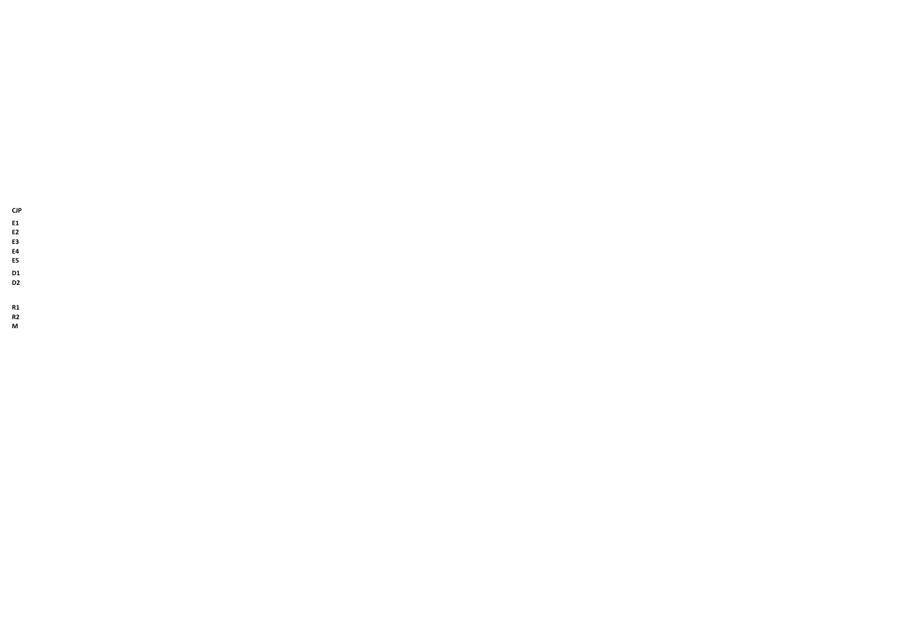**CJP**

**E1**
**E2**
**E3**
**E4**
**E5**

**D1**
**D2**

**R1**
**R2**
**M**